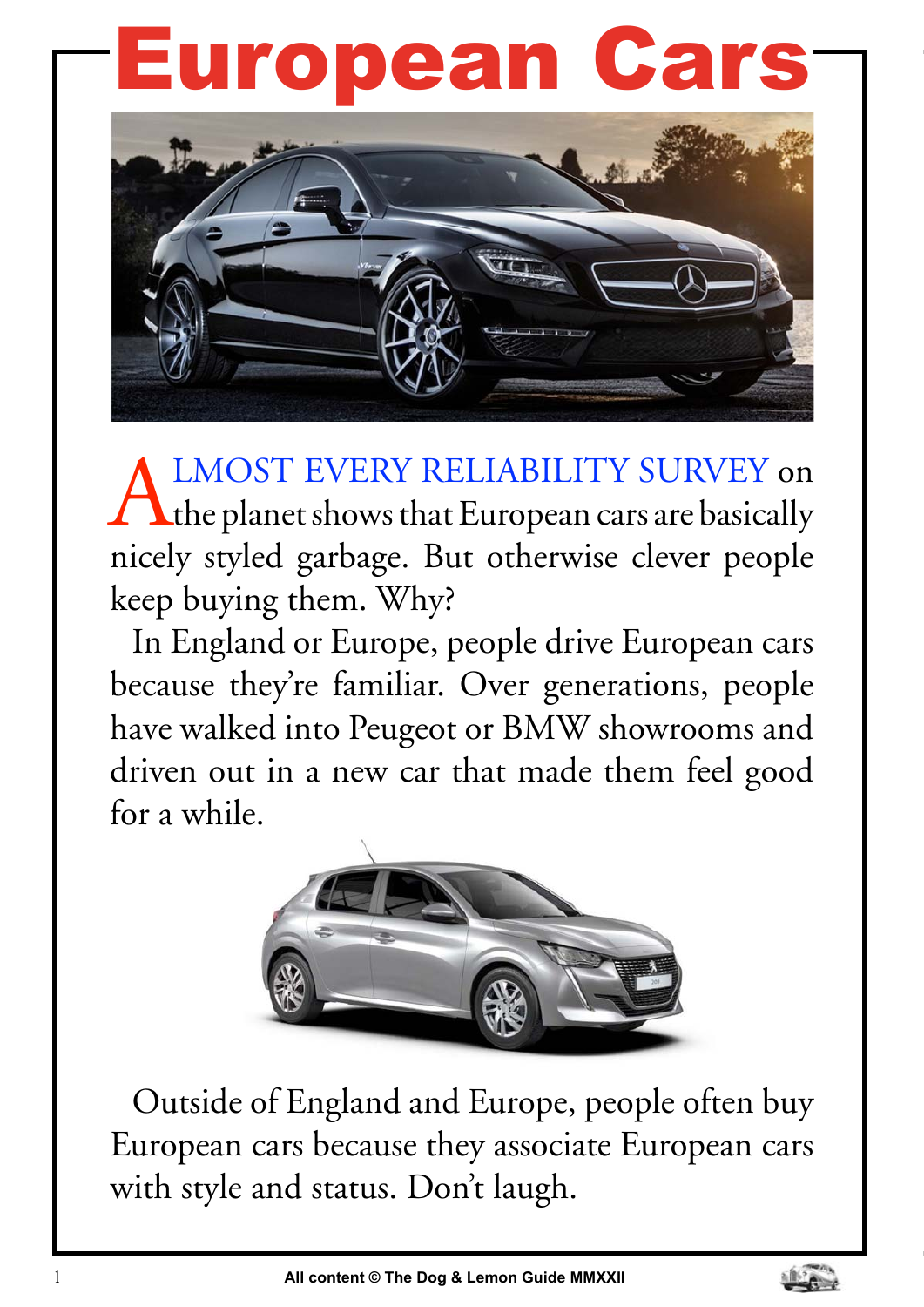# European Cars

ALMOST EVERY RELIABILITY SURVEY on the planet shows that European cars are basically nicely styled garbage. But otherwise clever people keep buying them. Why?

In England or Europe, people drive European cars because they're familiar. Over generations, people have walked into Peugeot or BMW showrooms and driven out in a new car that made them feel good for a while.

Outside of England and Europe, people often buy European cars because they associate European cars with style and status. Don't laugh.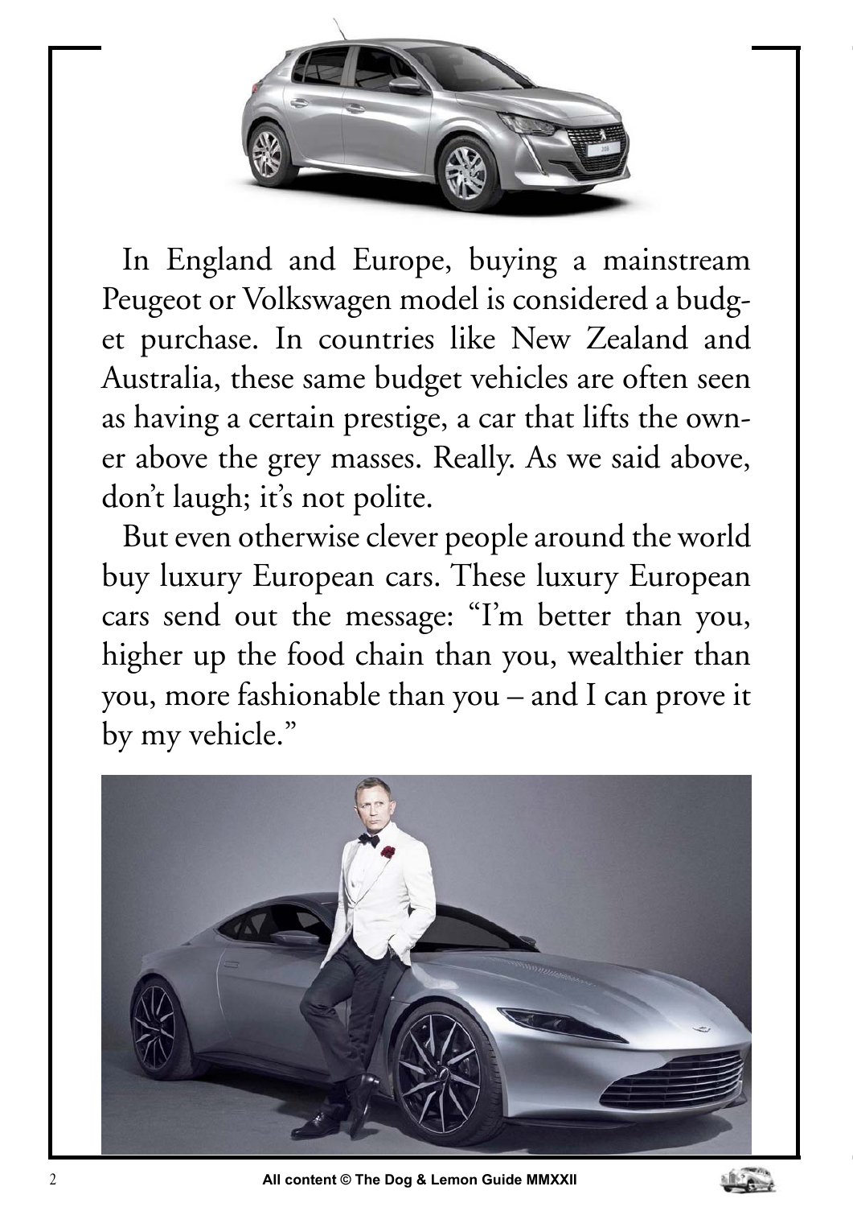In England and Europe, buying a mainstream Peugeot or Volkswagen model is considered a budget purchase. In countries like New Zealand and Australia, these same budget vehicles are often seen as having a certain prestige, a car that lifts the owner above the grey masses. Really. As we said above, don't laugh; it's not polite.

But even otherwise clever people around the world buy luxury European cars. These luxury European cars send out the message: "I'm better than you, higher up the food chain than you, wealthier than you, more fashionable than you – and I can prove it by my vehicle."

All content © The Dog & Lemon Guide MMXXII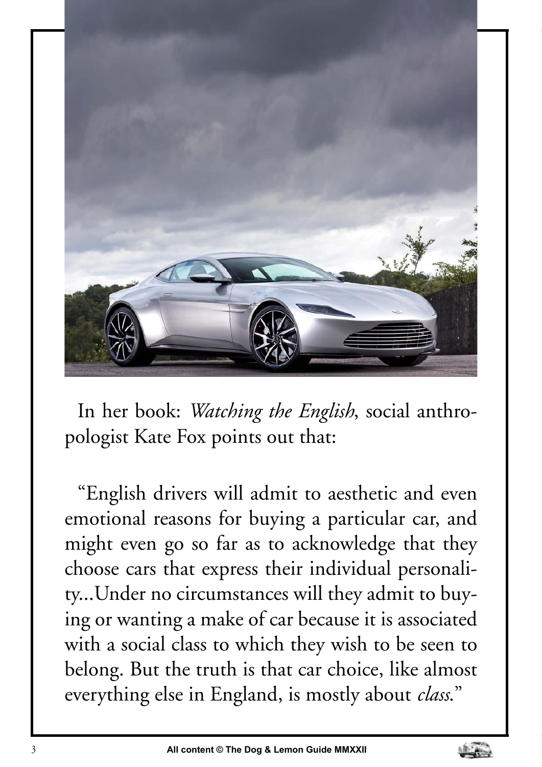In her book: *Watching the English*, social anthropologist Kate Fox points out that:

"English drivers will admit to aesthetic and even emotional reasons for buying a particular car, and might even go so far as to acknowledge that they choose cars that express their individual personality...Under no circumstances will they admit to buying or wanting a make of car because it is associated with a social class to which they wish to be seen to belong. But the truth is that car choice, like almost everything else in England, is mostly about *class*."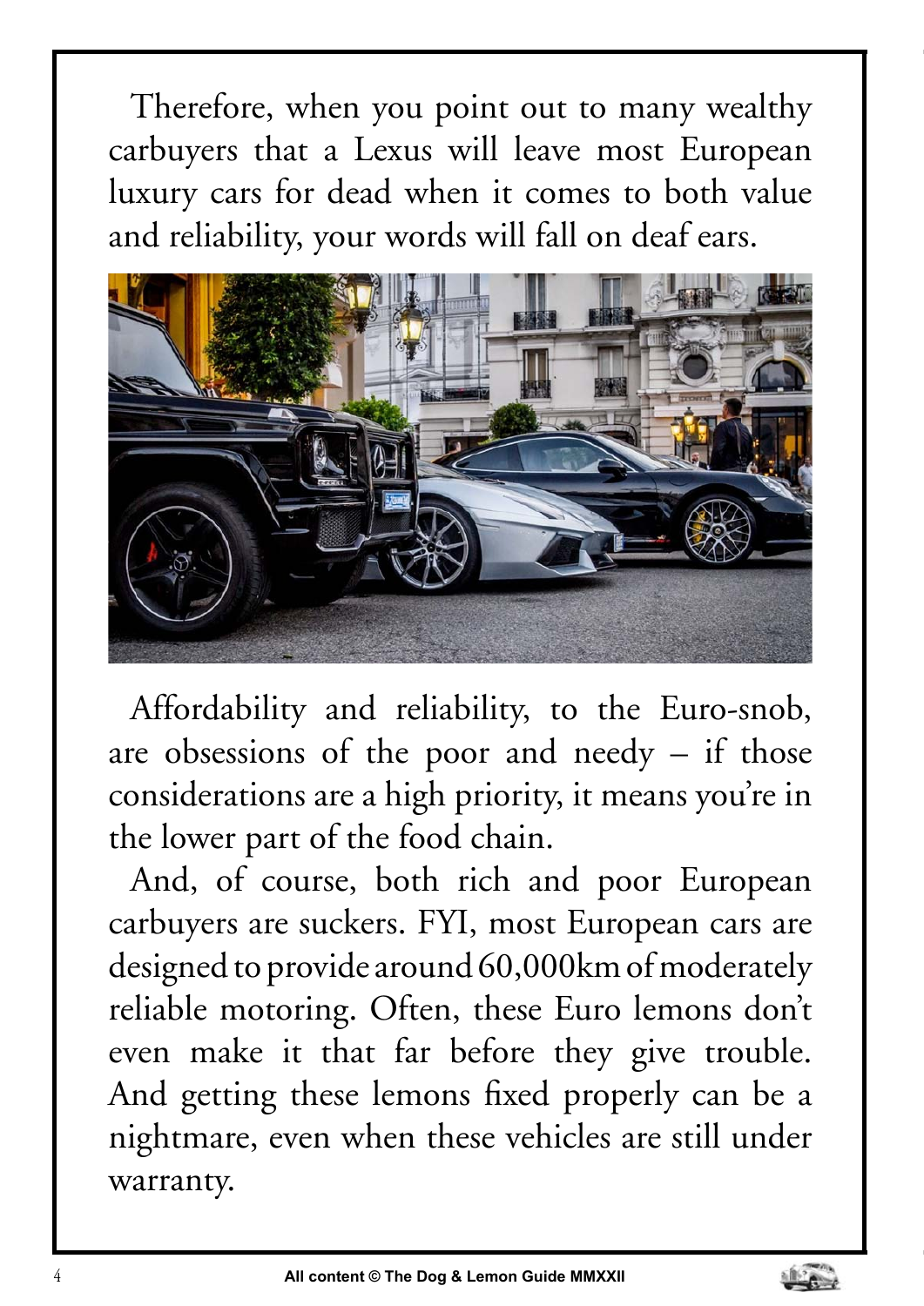Therefore, when you point out to many wealthy carbuyers that a Lexus will leave most European luxury cars for dead when it comes to both value and reliability, your words will fall on deaf ears.

Affordability and reliability, to the Euro-snob, are obsessions of the poor and needy – if those considerations are a high priority, it means you're in the lower part of the food chain.

And, of course, both rich and poor European carbuyers are suckers. FYI, most European cars are designed to provide around 60,000km of moderately reliable motoring. Often, these Euro lemons don't even make it that far before they give trouble. And getting these lemons fixed properly can be a nightmare, even when these vehicles are still under warranty.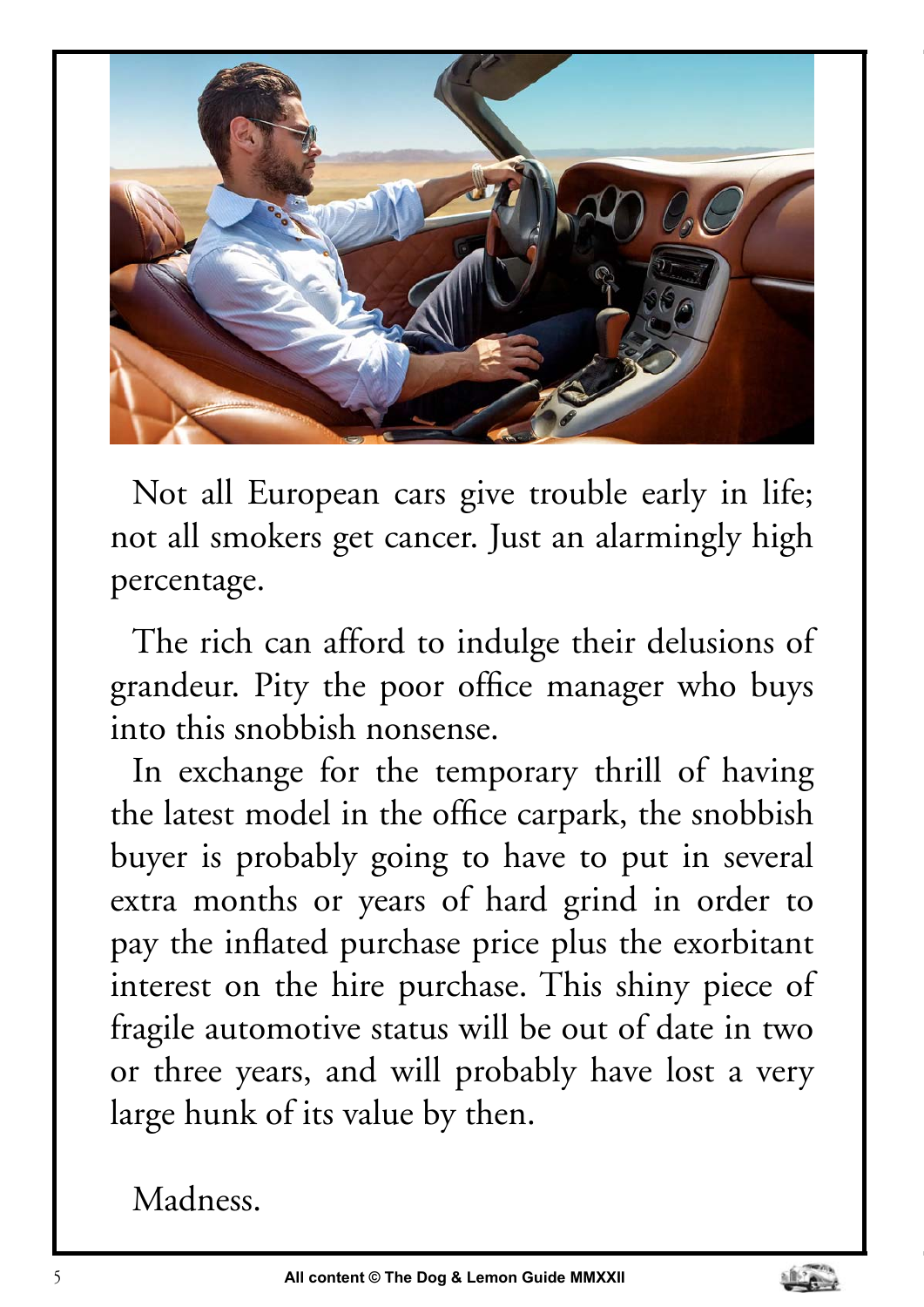Not all European cars give trouble early in life; not all smokers get cancer. Just an alarmingly high percentage.

The rich can afford to indulge their delusions of grandeur. Pity the poor office manager who buys into this snobbish nonsense.

In exchange for the temporary thrill of having the latest model in the office carpark, the snobbish buyer is probably going to have to put in several extra months or years of hard grind in order to pay the inflated purchase price plus the exorbitant interest on the hire purchase. This shiny piece of fragile automotive status will be out of date in two or three years, and will probably have lost a very large hunk of its value by then.

Madness.

**All content © The Dog & Lemon Guide MMXXII**